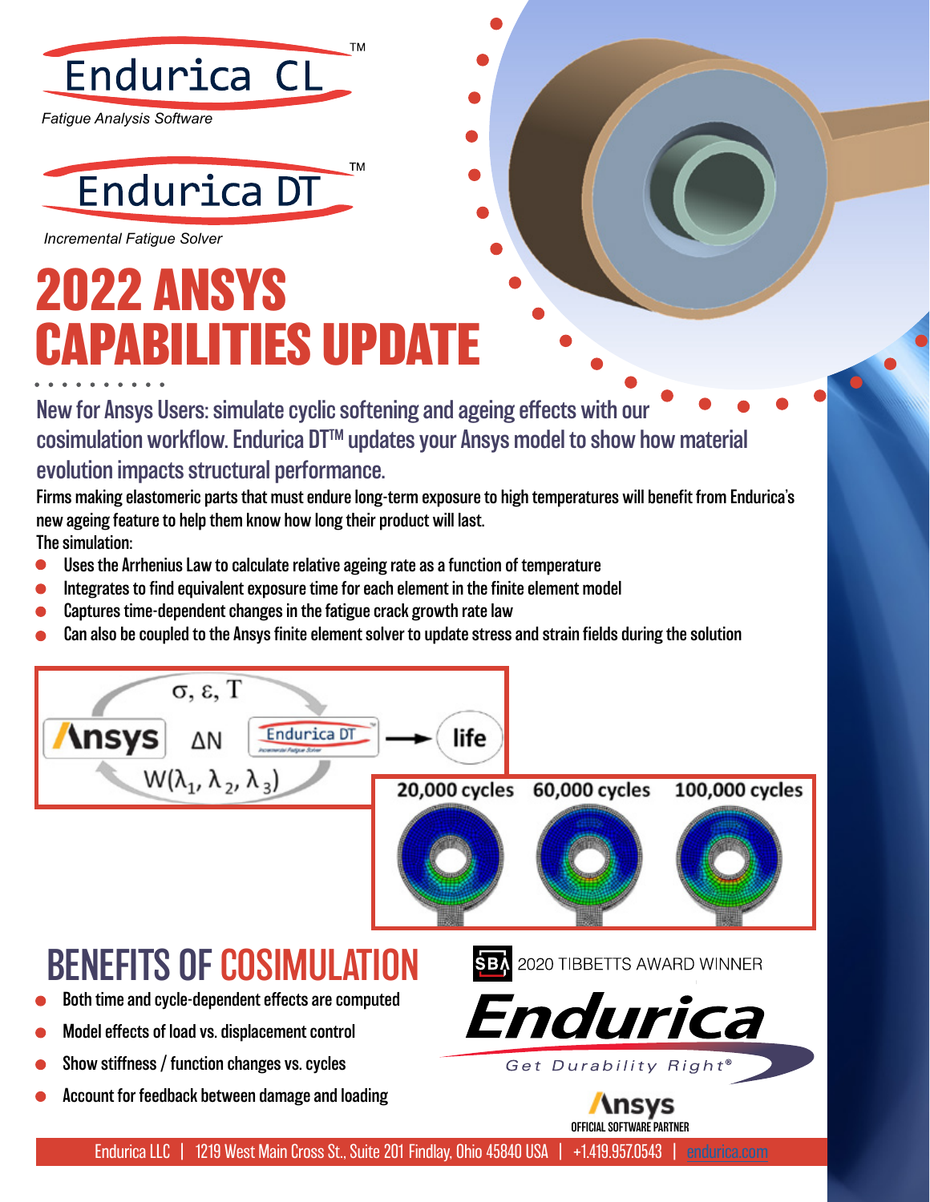Endurica CL™

*Fatigue Analysis Software*

Endurica DT™

*Incremental Fatigue Solver*

# 2022 ANSYS CAPABILITIES UPDATE

## New for Ansys Users: simulate cyclic softening and ageing effects with our cosimulation workflow. Endurica DT™ updates your Ansys model to show how material evolution impacts structural performance.

Firms making elastomeric parts that must endure long-term exposure to high temperatures will benefit from Endurica's new ageing feature to help them know how long their product will last.

The simulation:

- Uses the Arrhenius Law to calculate relative ageing rate as a function of temperature
- Integrates to find equivalent exposure time for each element in the finite element model
- Captures time-dependent changes in the fatigue crack growth rate law
- Can also be coupled to the Ansys finite element solver to update stress and strain fields during the solution

$\sigma, \varepsilon, T$

Ansys $\Delta N$ Endurica DT → life

$W(\lambda_1, \lambda_2, \lambda_3)$

20,000 cycles | 60,000 cycles | 100,000 cycles

## BENEFITS OF COSIMULATION

- Both time and cycle-dependent effects are computed
- Model effects of load vs. displacement control
- Show stiffness / function changes vs. cycles
- Account for feedback between damage and loading

SBA 2020 TIBBETTS AWARD WINNER

Endurica

*Get Durability Right®*

Ansys OFFICIAL SOFTWARE PARTNER

Endurica LLC | 1219 West Main Cross St., Suite 201 Findlay, Ohio 45840 USA | +1.419.957.0543 | endurica.com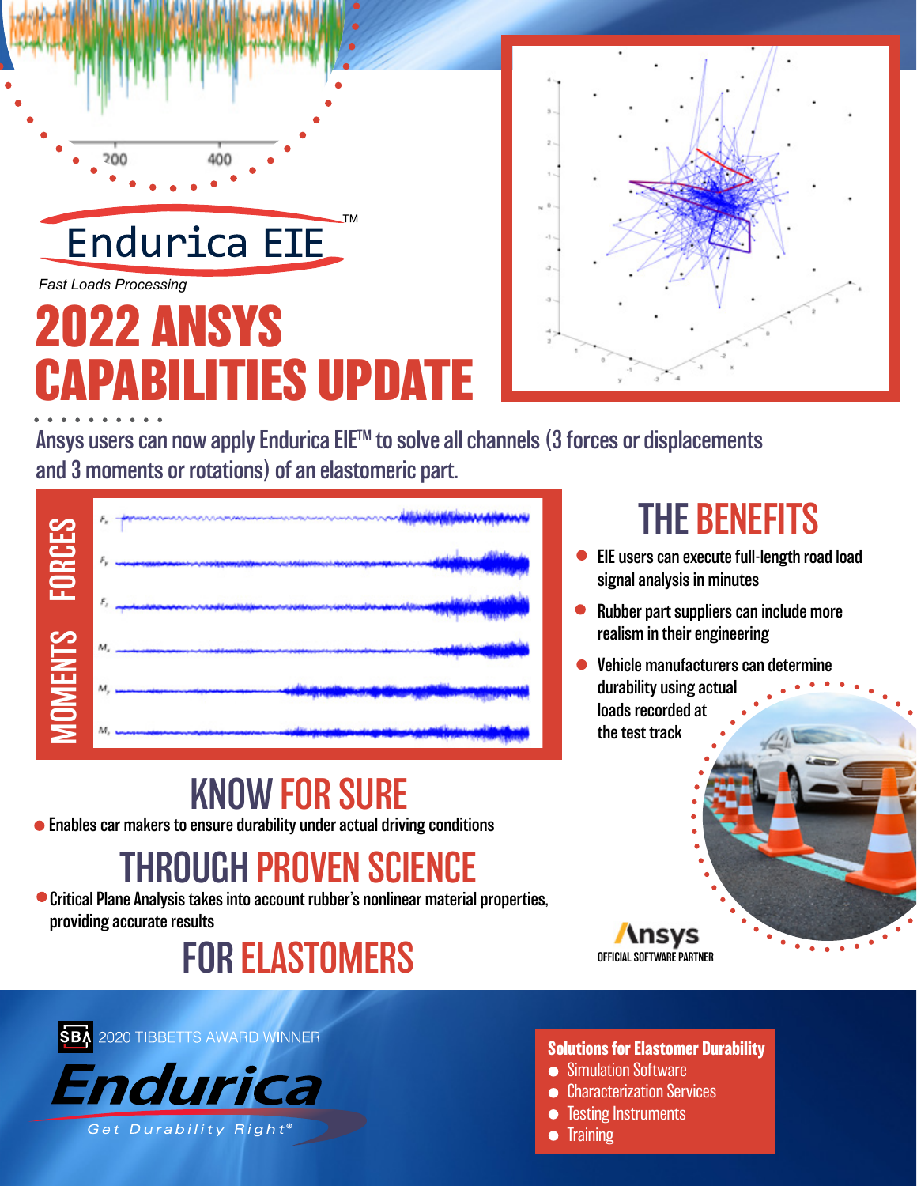Endurica EIE™

*Fast Loads Processing*

# 2022 ANSYS CAPABILITIES UPDATE

Ansys users can now apply Endurica EIE™ to solve all channels (3 forces or displacements and 3 moments or rotations) of an elastomeric part.

FORCES

MOMENTS

$F_x$

$F_y$

$F_z$

$M_x$

$M_y$

$M_z$

## THE BENEFITS

- EIE users can execute full-length road load signal analysis in minutes
- Rubber part suppliers can include more realism in their engineering
- Vehicle manufacturers can determine durability using actual loads recorded at the test track

## KNOW FOR SURE

- Enables car makers to ensure durability under actual driving conditions

## THROUGH PROVEN SCIENCE

- Critical Plane Analysis takes into account rubber's nonlinear material properties, providing accurate results

## FOR ELASTOMERS

Ansys OFFICIAL SOFTWARE PARTNER

SBA 2020 TIBBETTS AWARD WINNER

Endurica

Get Durability Right®

**Solutions for Elastomer Durability**

- Simulation Software
- Characterization Services
- Testing Instruments
- Training